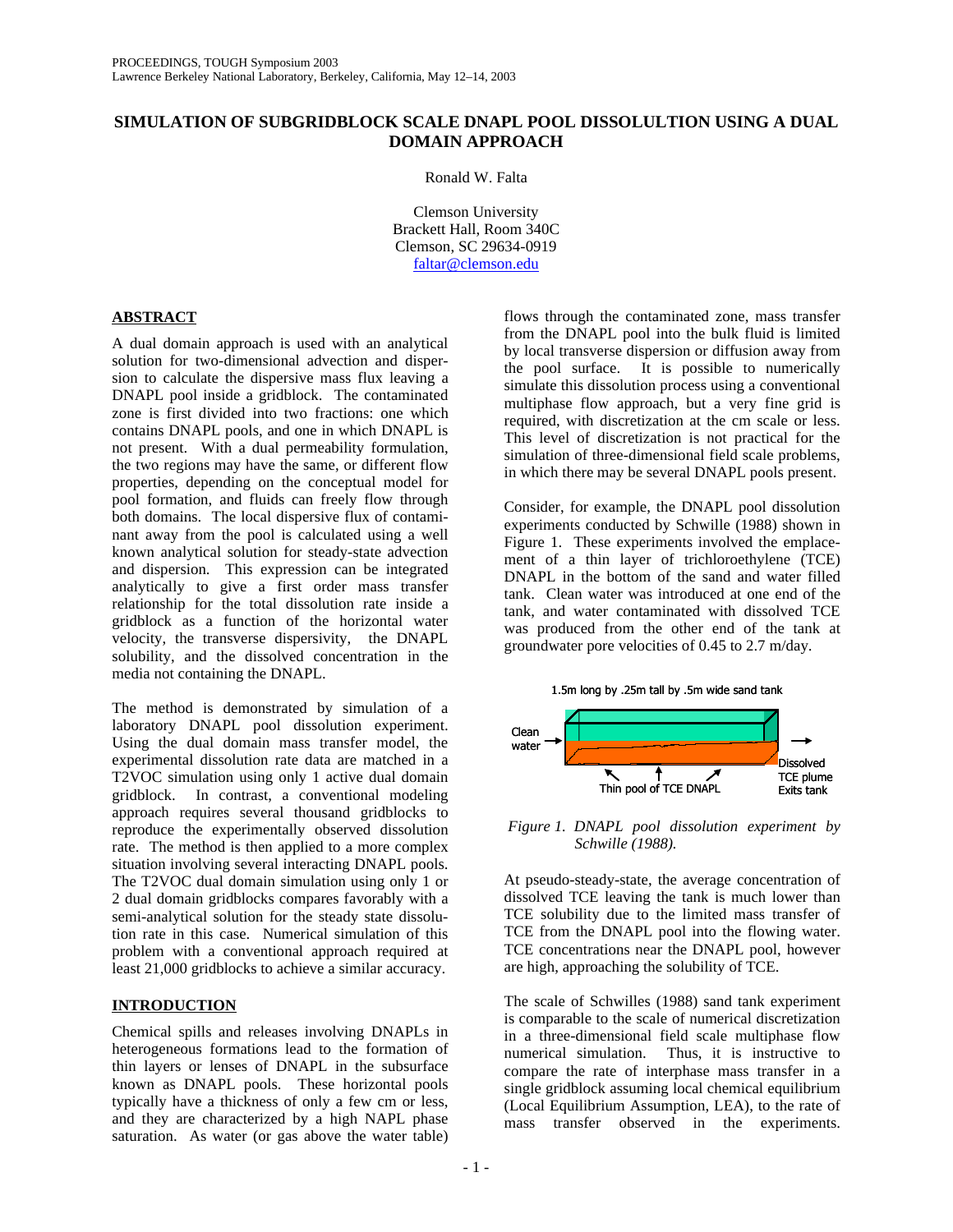# SIMULATION OF SUBGRIDBLOCK SCALE DNAPL POOL DISSOLULTION USING A DUAL DOMAIN APPROACH

Ronald W. Falta

Clemson University
Brackett Hall, Room 340C
Clemson, SC 29634-0919
faltar@clemson.edu

## ABSTRACT

A dual domain approach is used with an analytical solution for two-dimensional advection and dispersion to calculate the dispersive mass flux leaving a DNAPL pool inside a gridblock. The contaminated zone is first divided into two fractions: one which contains DNAPL pools, and one in which DNAPL is not present. With a dual permeability formulation, the two regions may have the same, or different flow properties, depending on the conceptual model for pool formation, and fluids can freely flow through both domains. The local dispersive flux of contaminant away from the pool is calculated using a well known analytical solution for steady-state advection and dispersion. This expression can be integrated analytically to give a first order mass transfer relationship for the total dissolution rate inside a gridblock as a function of the horizontal water velocity, the transverse dispersivity, the DNAPL solubility, and the dissolved concentration in the media not containing the DNAPL.

The method is demonstrated by simulation of a laboratory DNAPL pool dissolution experiment. Using the dual domain mass transfer model, the experimental dissolution rate data are matched in a T2VOC simulation using only 1 active dual domain gridblock. In contrast, a conventional modeling approach requires several thousand gridblocks to reproduce the experimentally observed dissolution rate. The method is then applied to a more complex situation involving several interacting DNAPL pools. The T2VOC dual domain simulation using only 1 or 2 dual domain gridblocks compares favorably with a semi-analytical solution for the steady state dissolution rate in this case. Numerical simulation of this problem with a conventional approach required at least 21,000 gridblocks to achieve a similar accuracy.

## INTRODUCTION

Chemical spills and releases involving DNAPLs in heterogeneous formations lead to the formation of thin layers or lenses of DNAPL in the subsurface known as DNAPL pools. These horizontal pools typically have a thickness of only a few cm or less, and they are characterized by a high NAPL phase saturation. As water (or gas above the water table) flows through the contaminated zone, mass transfer from the DNAPL pool into the bulk fluid is limited by local transverse dispersion or diffusion away from the pool surface. It is possible to numerically simulate this dissolution process using a conventional multiphase flow approach, but a very fine grid is required, with discretization at the cm scale or less. This level of discretization is not practical for the simulation of three-dimensional field scale problems, in which there may be several DNAPL pools present.

Consider, for example, the DNAPL pool dissolution experiments conducted by Schwille (1988) shown in Figure 1. These experiments involved the emplacement of a thin layer of trichloroethylene (TCE) DNAPL in the bottom of the sand and water filled tank. Clean water was introduced at one end of the tank, and water contaminated with dissolved TCE was produced from the other end of the tank at groundwater pore velocities of 0.45 to 2.7 m/day.

1.5m long by .25m tall by .5m wide sand tank

Clean water → | Thin pool of TCE DNAPL | → Dissolved TCE plume Exits tank

*Figure 1. DNAPL pool dissolution experiment by Schwille (1988).*

At pseudo-steady-state, the average concentration of dissolved TCE leaving the tank is much lower than TCE solubility due to the limited mass transfer of TCE from the DNAPL pool into the flowing water. TCE concentrations near the DNAPL pool, however are high, approaching the solubility of TCE.

The scale of Schwilles (1988) sand tank experiment is comparable to the scale of numerical discretization in a three-dimensional field scale multiphase flow numerical simulation. Thus, it is instructive to compare the rate of interphase mass transfer in a single gridblock assuming local chemical equilibrium (Local Equilibrium Assumption, LEA), to the rate of mass transfer observed in the experiments.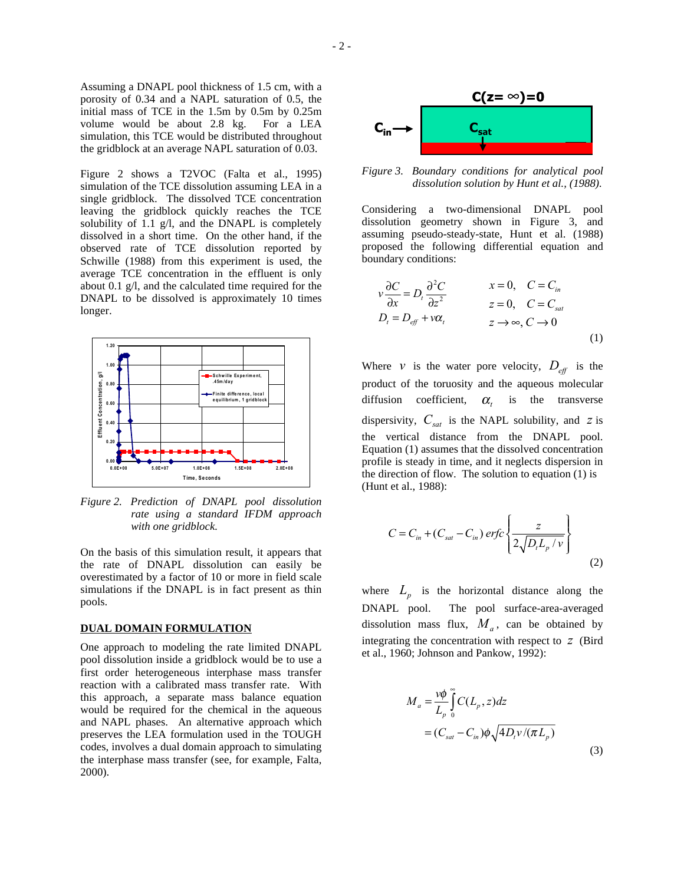Assuming a DNAPL pool thickness of 1.5 cm, with a porosity of 0.34 and a NAPL saturation of 0.5, the initial mass of TCE in the 1.5m by 0.5m by 0.25m volume would be about 2.8 kg. For a LEA simulation, this TCE would be distributed throughout the gridblock at an average NAPL saturation of 0.03.

Figure 2 shows a T2VOC (Falta et al., 1995) simulation of the TCE dissolution assuming LEA in a single gridblock. The dissolved TCE concentration leaving the gridblock quickly reaches the TCE solubility of 1.1 g/l, and the DNAPL is completely dissolved in a short time. On the other hand, if the observed rate of TCE dissolution reported by Schwille (1988) from this experiment is used, the average TCE concentration in the effluent is only about 0.1 g/l, and the calculated time required for the DNAPL to be dissolved is approximately 10 times longer.

*Figure 2. Prediction of DNAPL pool dissolution rate using a standard IFDM approach with one gridblock.*

On the basis of this simulation result, it appears that the rate of DNAPL dissolution can easily be overestimated by a factor of 10 or more in field scale simulations if the DNAPL is in fact present as thin pools.

## DUAL DOMAIN FORMULATION

One approach to modeling the rate limited DNAPL pool dissolution inside a gridblock would be to use a first order heterogeneous interphase mass transfer reaction with a calibrated mass transfer rate. With this approach, a separate mass balance equation would be required for the chemical in the aqueous and NAPL phases. An alternative approach which preserves the LEA formulation used in the TOUGH codes, involves a dual domain approach to simulating the interphase mass transfer (see, for example, Falta, 2000).

*Figure 3. Boundary conditions for analytical pool dissolution solution by Hunt et al., (1988).*

Considering a two-dimensional DNAPL pool dissolution geometry shown in Figure 3, and assuming pseudo-steady-state, Hunt et al. (1988) proposed the following differential equation and boundary conditions:

$$
v\frac{\partial C}{\partial x} = D_t\frac{\partial^2 C}{\partial z^2} \qquad x=0,\ \ C=C_{in}
$$
$$
D_t = D_{eff} + v\alpha_t \qquad z=0,\ \ C=C_{sat}
$$
$$
z\to\infty,\ C\to 0 \tag{1}
$$

Where $v$ is the water pore velocity, $D_{eff}$ is the product of the tourosity and the aqueous molecular diffusion coefficient, $\alpha_t$ is the transverse dispersivity, $C_{sat}$ is the NAPL solubility, and $z$ is the vertical distance from the DNAPL pool. Equation (1) assumes that the dissolved concentration profile is steady in time, and it neglects dispersion in the direction of flow. The solution to equation (1) is (Hunt et al., 1988):

$$
C = C_{in} + (C_{sat} - C_{in})\,erfc\left\{\frac{z}{2\sqrt{D_t L_p / v}}\right\} \tag{2}
$$

where $L_p$ is the horizontal distance along the DNAPL pool. The pool surface-area-averaged dissolution mass flux, $M_a$, can be obtained by integrating the concentration with respect to $z$ (Bird et al., 1960; Johnson and Pankow, 1992):

$$
\begin{aligned}
M_a &= \frac{v\phi}{L_p}\int_0^\infty C(L_p, z)\,dz \\
&= (C_{sat} - C_{in})\phi\sqrt{4D_t v/(\pi L_p)}
\end{aligned} \tag{3}
$$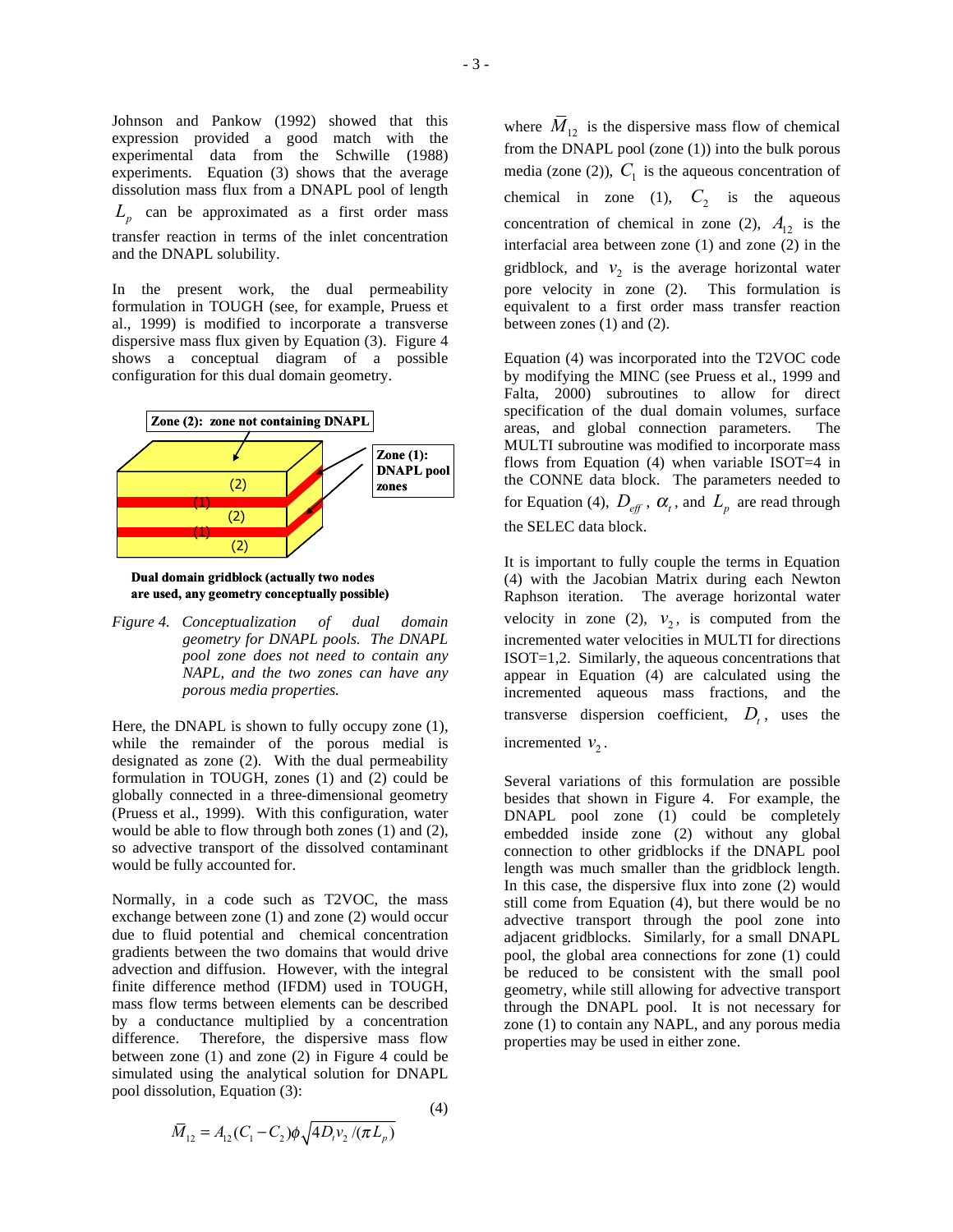Johnson and Pankow (1992) showed that this expression provided a good match with the experimental data from the Schwille (1988) experiments. Equation (3) shows that the average dissolution mass flux from a DNAPL pool of length $L_p$ can be approximated as a first order mass transfer reaction in terms of the inlet concentration and the DNAPL solubility.

In the present work, the dual permeability formulation in TOUGH (see, for example, Pruess et al., 1999) is modified to incorporate a transverse dispersive mass flux given by Equation (3). Figure 4 shows a conceptual diagram of a possible configuration for this dual domain geometry.

Zone (2): zone not containing DNAPL

Zone (1): DNAPL pool zones

Dual domain gridblock (actually two nodes are used, any geometry conceptually possible)

*Figure 4. Conceptualization of dual domain geometry for DNAPL pools. The DNAPL pool zone does not need to contain any NAPL, and the two zones can have any porous media properties.*

Here, the DNAPL is shown to fully occupy zone (1), while the remainder of the porous medial is designated as zone (2). With the dual permeability formulation in TOUGH, zones (1) and (2) could be globally connected in a three-dimensional geometry (Pruess et al., 1999). With this configuration, water would be able to flow through both zones (1) and (2), so advective transport of the dissolved contaminant would be fully accounted for.

Normally, in a code such as T2VOC, the mass exchange between zone (1) and zone (2) would occur due to fluid potential and chemical concentration gradients between the two domains that would drive advection and diffusion. However, with the integral finite difference method (IFDM) used in TOUGH, mass flow terms between elements can be described by a conductance multiplied by a concentration difference. Therefore, the dispersive mass flow between zone (1) and zone (2) in Figure 4 could be simulated using the analytical solution for DNAPL pool dissolution, Equation (3):

$$\bar{M}_{12} = A_{12}(C_1 - C_2)\phi\sqrt{4D_t v_2/(\pi L_p)} \tag{4}$$

where $\bar{M}_{12}$ is the dispersive mass flow of chemical from the DNAPL pool (zone (1)) into the bulk porous media (zone (2)), $C_1$ is the aqueous concentration of chemical in zone (1), $C_2$ is the aqueous concentration of chemical in zone (2), $A_{12}$ is the interfacial area between zone (1) and zone (2) in the gridblock, and $v_2$ is the average horizontal water pore velocity in zone (2). This formulation is equivalent to a first order mass transfer reaction between zones (1) and (2).

Equation (4) was incorporated into the T2VOC code by modifying the MINC (see Pruess et al., 1999 and Falta, 2000) subroutines to allow for direct specification of the dual domain volumes, surface areas, and global connection parameters. The MULTI subroutine was modified to incorporate mass flows from Equation (4) when variable ISOT=4 in the CONNE data block. The parameters needed to for Equation (4), $D_{eff}$, $\alpha_t$, and $L_p$ are read through the SELEC data block.

It is important to fully couple the terms in Equation (4) with the Jacobian Matrix during each Newton Raphson iteration. The average horizontal water velocity in zone (2), $v_2$, is computed from the incremented water velocities in MULTI for directions ISOT=1,2. Similarly, the aqueous concentrations that appear in Equation (4) are calculated using the incremented aqueous mass fractions, and the transverse dispersion coefficient, $D_t$, uses the incremented $v_2$.

Several variations of this formulation are possible besides that shown in Figure 4. For example, the DNAPL pool zone (1) could be completely embedded inside zone (2) without any global connection to other gridblocks if the DNAPL pool length was much smaller than the gridblock length. In this case, the dispersive flux into zone (2) would still come from Equation (4), but there would be no advective transport through the pool zone into adjacent gridblocks. Similarly, for a small DNAPL pool, the global area connections for zone (1) could be reduced to be consistent with the small pool geometry, while still allowing for advective transport through the DNAPL pool. It is not necessary for zone (1) to contain any NAPL, and any porous media properties may be used in either zone.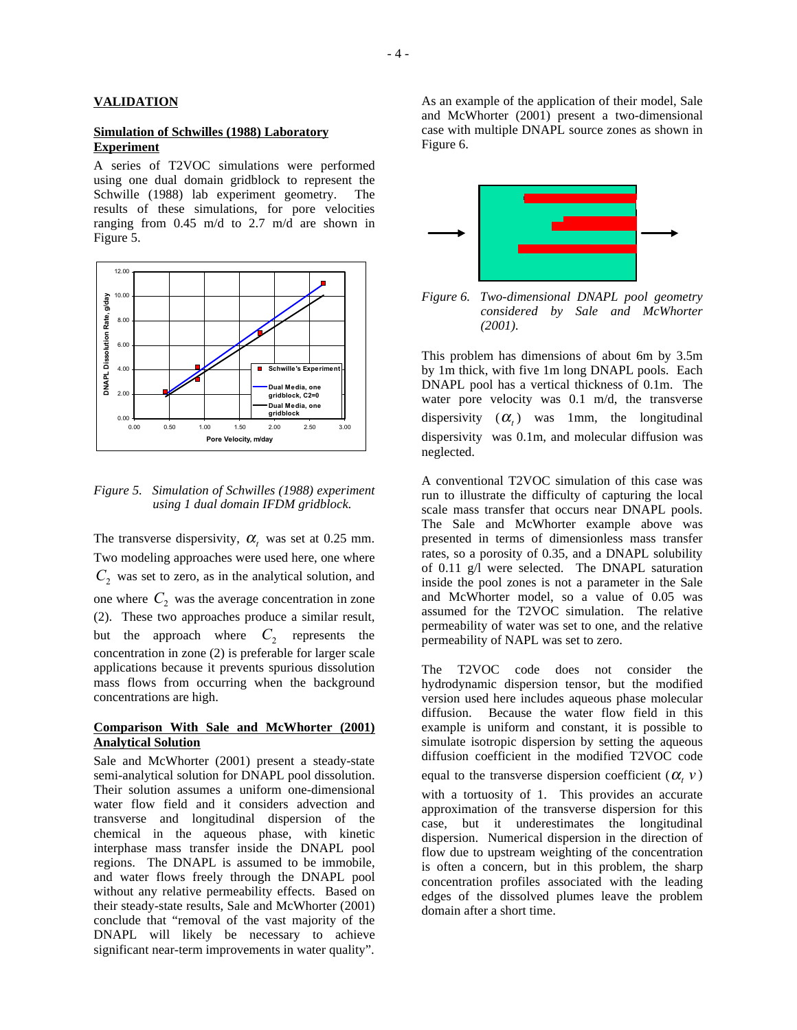## VALIDATION

### Simulation of Schwilles (1988) Laboratory Experiment

A series of T2VOC simulations were performed using one dual domain gridblock to represent the Schwille (1988) lab experiment geometry. The results of these simulations, for pore velocities ranging from 0.45 m/d to 2.7 m/d are shown in Figure 5.

*Figure 5. Simulation of Schwilles (1988) experiment using 1 dual domain IFDM gridblock.*

The transverse dispersivity, $\alpha_t$ was set at 0.25 mm. Two modeling approaches were used here, one where $C_2$ was set to zero, as in the analytical solution, and one where $C_2$ was the average concentration in zone (2). These two approaches produce a similar result, but the approach where $C_2$ represents the concentration in zone (2) is preferable for larger scale applications because it prevents spurious dissolution mass flows from occurring when the background concentrations are high.

### Comparison With Sale and McWhorter (2001) Analytical Solution

Sale and McWhorter (2001) present a steady-state semi-analytical solution for DNAPL pool dissolution. Their solution assumes a uniform one-dimensional water flow field and it considers advection and transverse and longitudinal dispersion of the chemical in the aqueous phase, with kinetic interphase mass transfer inside the DNAPL pool regions. The DNAPL is assumed to be immobile, and water flows freely through the DNAPL pool without any relative permeability effects. Based on their steady-state results, Sale and McWhorter (2001) conclude that "removal of the vast majority of the DNAPL will likely be necessary to achieve significant near-term improvements in water quality".

As an example of the application of their model, Sale and McWhorter (2001) present a two-dimensional case with multiple DNAPL source zones as shown in Figure 6.

*Figure 6. Two-dimensional DNAPL pool geometry considered by Sale and McWhorter (2001).*

This problem has dimensions of about 6m by 3.5m by 1m thick, with five 1m long DNAPL pools. Each DNAPL pool has a vertical thickness of 0.1m. The water pore velocity was 0.1 m/d, the transverse dispersivity ($\alpha_t$) was 1mm, the longitudinal dispersivity was 0.1m, and molecular diffusion was neglected.

A conventional T2VOC simulation of this case was run to illustrate the difficulty of capturing the local scale mass transfer that occurs near DNAPL pools. The Sale and McWhorter example above was presented in terms of dimensionless mass transfer rates, so a porosity of 0.35, and a DNAPL solubility of 0.11 g/l were selected. The DNAPL saturation inside the pool zones is not a parameter in the Sale and McWhorter model, so a value of 0.05 was assumed for the T2VOC simulation. The relative permeability of water was set to one, and the relative permeability of NAPL was set to zero.

The T2VOC code does not consider the hydrodynamic dispersion tensor, but the modified version used here includes aqueous phase molecular diffusion. Because the water flow field in this example is uniform and constant, it is possible to simulate isotropic dispersion by setting the aqueous diffusion coefficient in the modified T2VOC code equal to the transverse dispersion coefficient ($\alpha_t\, v$) with a tortuosity of 1. This provides an accurate approximation of the transverse dispersion for this case, but it underestimates the longitudinal dispersion. Numerical dispersion in the direction of flow due to upstream weighting of the concentration is often a concern, but in this problem, the sharp concentration profiles associated with the leading edges of the dissolved plumes leave the problem domain after a short time.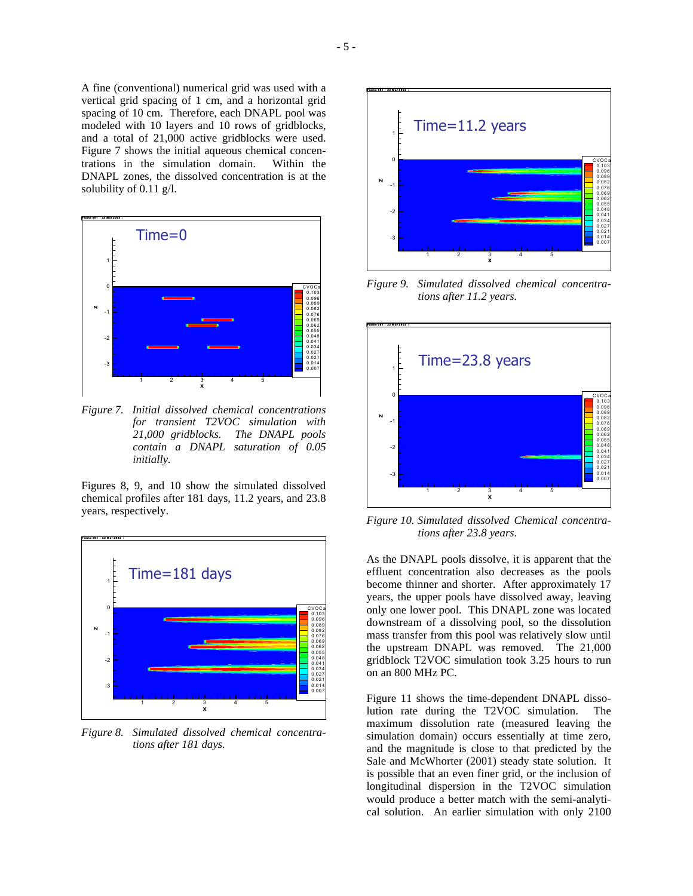A fine (conventional) numerical grid was used with a vertical grid spacing of 1 cm, and a horizontal grid spacing of 10 cm. Therefore, each DNAPL pool was modeled with 10 layers and 10 rows of gridblocks, and a total of 21,000 active gridblocks were used. Figure 7 shows the initial aqueous chemical concentrations in the simulation domain. Within the DNAPL zones, the dissolved concentration is at the solubility of 0.11 g/l.

*Figure 7. Initial dissolved chemical concentrations for transient T2VOC simulation with 21,000 gridblocks. The DNAPL pools contain a DNAPL saturation of 0.05 initially.*

Figures 8, 9, and 10 show the simulated dissolved chemical profiles after 181 days, 11.2 years, and 23.8 years, respectively.

*Figure 8. Simulated dissolved chemical concentrations after 181 days.*

*Figure 9. Simulated dissolved chemical concentrations after 11.2 years.*

*Figure 10. Simulated dissolved Chemical concentrations after 23.8 years.*

As the DNAPL pools dissolve, it is apparent that the effluent concentration also decreases as the pools become thinner and shorter. After approximately 17 years, the upper pools have dissolved away, leaving only one lower pool. This DNAPL zone was located downstream of a dissolving pool, so the dissolution mass transfer from this pool was relatively slow until the upstream DNAPL was removed. The 21,000 gridblock T2VOC simulation took 3.25 hours to run on an 800 MHz PC.

Figure 11 shows the time-dependent DNAPL dissolution rate during the T2VOC simulation. The maximum dissolution rate (measured leaving the simulation domain) occurs essentially at time zero, and the magnitude is close to that predicted by the Sale and McWhorter (2001) steady state solution. It is possible that an even finer grid, or the inclusion of longitudinal dispersion in the T2VOC simulation would produce a better match with the semi-analytical solution. An earlier simulation with only 2100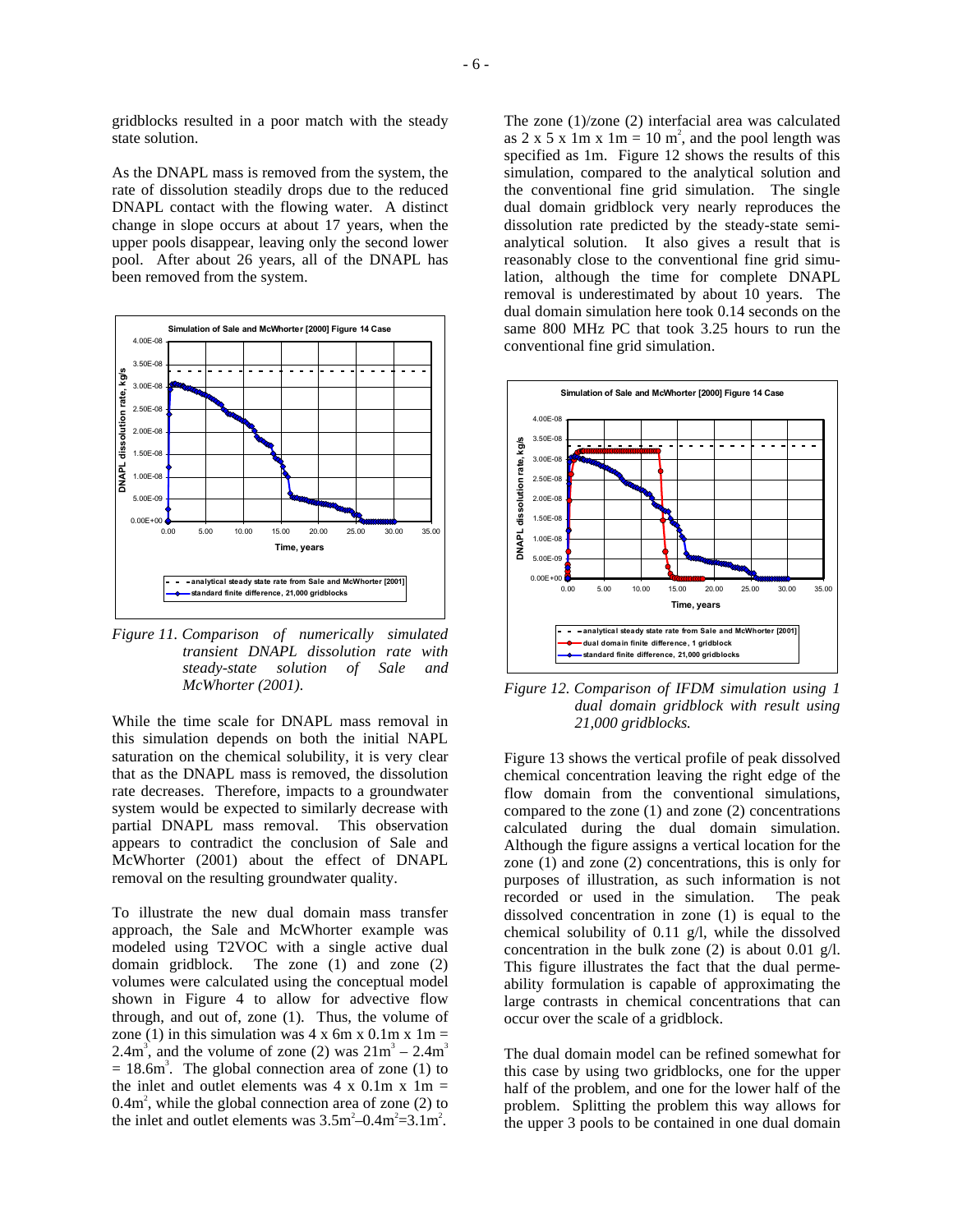gridblocks resulted in a poor match with the steady state solution.

As the DNAPL mass is removed from the system, the rate of dissolution steadily drops due to the reduced DNAPL contact with the flowing water. A distinct change in slope occurs at about 17 years, when the upper pools disappear, leaving only the second lower pool. After about 26 years, all of the DNAPL has been removed from the system.

*Figure 11. Comparison of numerically simulated transient DNAPL dissolution rate with steady-state solution of Sale and McWhorter (2001).*

While the time scale for DNAPL mass removal in this simulation depends on both the initial NAPL saturation on the chemical solubility, it is very clear that as the DNAPL mass is removed, the dissolution rate decreases. Therefore, impacts to a groundwater system would be expected to similarly decrease with partial DNAPL mass removal. This observation appears to contradict the conclusion of Sale and McWhorter (2001) about the effect of DNAPL removal on the resulting groundwater quality.

To illustrate the new dual domain mass transfer approach, the Sale and McWhorter example was modeled using T2VOC with a single active dual domain gridblock. The zone (1) and zone (2) volumes were calculated using the conceptual model shown in Figure 4 to allow for advective flow through, and out of, zone (1). Thus, the volume of zone (1) in this simulation was 4 x 6m x 0.1m x 1m = 2.4m$^3$, and the volume of zone (2) was 21m$^3$ – 2.4m$^3$ = 18.6m$^3$. The global connection area of zone (1) to the inlet and outlet elements was 4 x 0.1m x 1m = 0.4m$^2$, while the global connection area of zone (2) to the inlet and outlet elements was 3.5m$^2$–0.4m$^2$=3.1m$^2$. The zone (1)/zone (2) interfacial area was calculated as 2 x 5 x 1m x 1m = 10 m$^2$, and the pool length was specified as 1m. Figure 12 shows the results of this simulation, compared to the analytical solution and the conventional fine grid simulation. The single dual domain gridblock very nearly reproduces the dissolution rate predicted by the steady-state semi-analytical solution. It also gives a result that is reasonably close to the conventional fine grid simulation, although the time for complete DNAPL removal is underestimated by about 10 years. The dual domain simulation here took 0.14 seconds on the same 800 MHz PC that took 3.25 hours to run the conventional fine grid simulation.

*Figure 12. Comparison of IFDM simulation using 1 dual domain gridblock with result using 21,000 gridblocks.*

Figure 13 shows the vertical profile of peak dissolved chemical concentration leaving the right edge of the flow domain from the conventional simulations, compared to the zone (1) and zone (2) concentrations calculated during the dual domain simulation. Although the figure assigns a vertical location for the zone (1) and zone (2) concentrations, this is only for purposes of illustration, as such information is not recorded or used in the simulation. The peak dissolved concentration in zone (1) is equal to the chemical solubility of 0.11 g/l, while the dissolved concentration in the bulk zone (2) is about 0.01 g/l. This figure illustrates the fact that the dual permeability formulation is capable of approximating the large contrasts in chemical concentrations that can occur over the scale of a gridblock.

The dual domain model can be refined somewhat for this case by using two gridblocks, one for the upper half of the problem, and one for the lower half of the problem. Splitting the problem this way allows for the upper 3 pools to be contained in one dual domain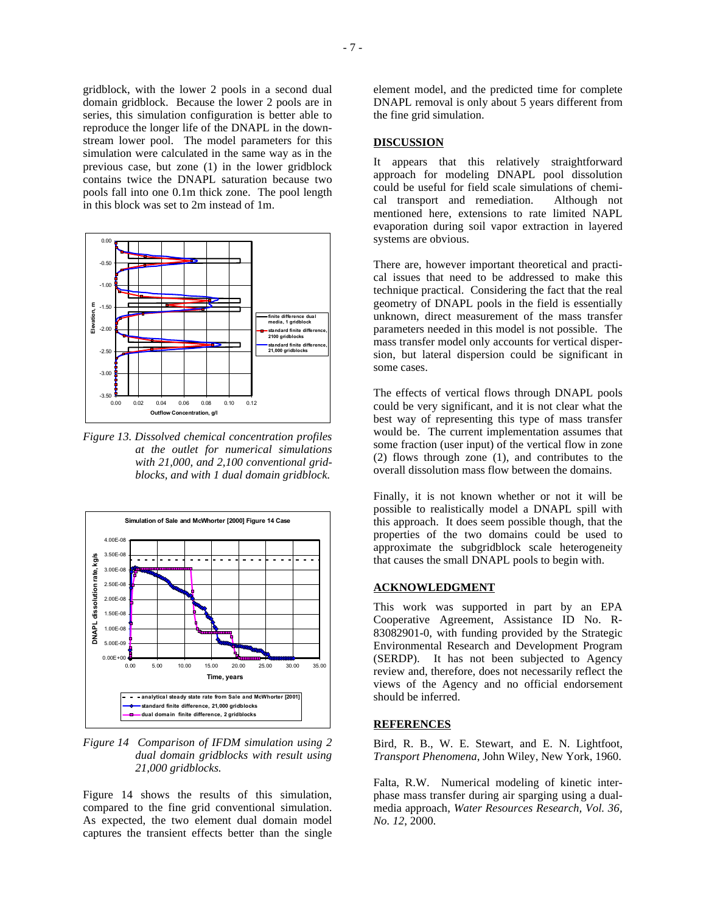gridblock, with the lower 2 pools in a second dual domain gridblock. Because the lower 2 pools are in series, this simulation configuration is better able to reproduce the longer life of the DNAPL in the down-stream lower pool. The model parameters for this simulation were calculated in the same way as in the previous case, but zone (1) in the lower gridblock contains twice the DNAPL saturation because two pools fall into one 0.1m thick zone. The pool length in this block was set to 2m instead of 1m.

*Figure 13. Dissolved chemical concentration profiles at the outlet for numerical simulations with 21,000, and 2,100 conventional grid-blocks, and with 1 dual domain gridblock.*

*Figure 14 Comparison of IFDM simulation using 2 dual domain gridblocks with result using 21,000 gridblocks.*

Figure 14 shows the results of this simulation, compared to the fine grid conventional simulation. As expected, the two element dual domain model captures the transient effects better than the single element model, and the predicted time for complete DNAPL removal is only about 5 years different from the fine grid simulation.

## DISCUSSION

It appears that this relatively straightforward approach for modeling DNAPL pool dissolution could be useful for field scale simulations of chemical transport and remediation. Although not mentioned here, extensions to rate limited NAPL evaporation during soil vapor extraction in layered systems are obvious.

There are, however important theoretical and practical issues that need to be addressed to make this technique practical. Considering the fact that the real geometry of DNAPL pools in the field is essentially unknown, direct measurement of the mass transfer parameters needed in this model is not possible. The mass transfer model only accounts for vertical dispersion, but lateral dispersion could be significant in some cases.

The effects of vertical flows through DNAPL pools could be very significant, and it is not clear what the best way of representing this type of mass transfer would be. The current implementation assumes that some fraction (user input) of the vertical flow in zone (2) flows through zone (1), and contributes to the overall dissolution mass flow between the domains.

Finally, it is not known whether or not it will be possible to realistically model a DNAPL spill with this approach. It does seem possible though, that the properties of the two domains could be used to approximate the subgridblock scale heterogeneity that causes the small DNAPL pools to begin with.

## ACKNOWLEDGMENT

This work was supported in part by an EPA Cooperative Agreement, Assistance ID No. R-83082901-0, with funding provided by the Strategic Environmental Research and Development Program (SERDP). It has not been subjected to Agency review and, therefore, does not necessarily reflect the views of the Agency and no official endorsement should be inferred.

## REFERENCES

Bird, R. B., W. E. Stewart, and E. N. Lightfoot, *Transport Phenomena*, John Wiley, New York, 1960.

Falta, R.W. Numerical modeling of kinetic inter-phase mass transfer during air sparging using a dual-media approach, *Water Resources Research, Vol. 36, No. 12*, 2000.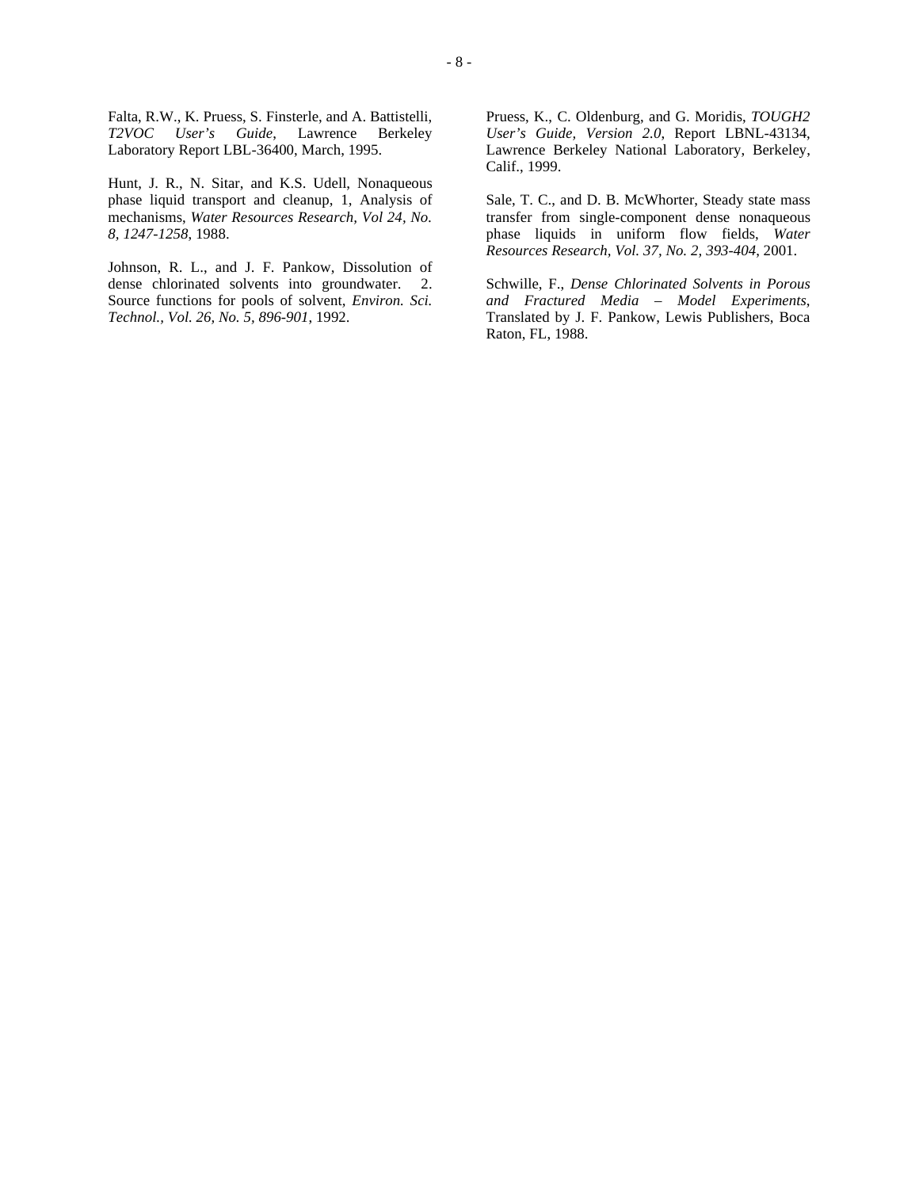Falta, R.W., K. Pruess, S. Finsterle, and A. Battistelli, *T2VOC User's Guide*, Lawrence Berkeley Laboratory Report LBL-36400, March, 1995.

Hunt, J. R., N. Sitar, and K.S. Udell, Nonaqueous phase liquid transport and cleanup, 1, Analysis of mechanisms, *Water Resources Research, Vol 24, No. 8, 1247-1258*, 1988.

Johnson, R. L., and J. F. Pankow, Dissolution of dense chlorinated solvents into groundwater. 2. Source functions for pools of solvent, *Environ. Sci. Technol., Vol. 26, No. 5, 896-901*, 1992.

Pruess, K., C. Oldenburg, and G. Moridis, *TOUGH2 User's Guide, Version 2.0*, Report LBNL-43134, Lawrence Berkeley National Laboratory, Berkeley, Calif., 1999.

Sale, T. C., and D. B. McWhorter, Steady state mass transfer from single-component dense nonaqueous phase liquids in uniform flow fields, *Water Resources Research, Vol. 37, No. 2, 393-404*, 2001.

Schwille, F., *Dense Chlorinated Solvents in Porous and Fractured Media – Model Experiments*, Translated by J. F. Pankow, Lewis Publishers, Boca Raton, FL, 1988.